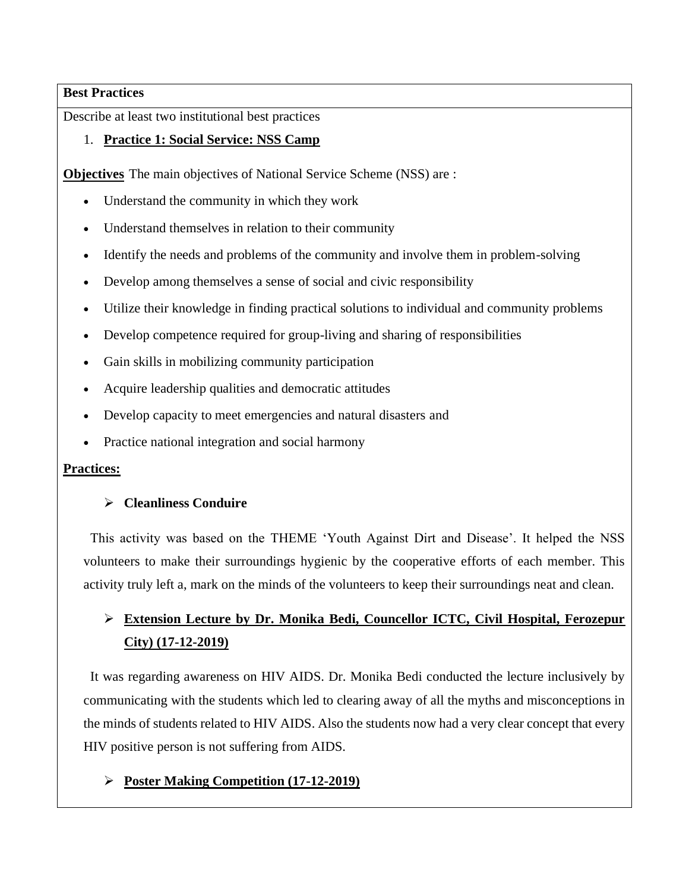**Best Practices**

Describe at least two institutional best practices

1. **Practice 1: Social Service: NSS Camp**

**Objectives** The main objectives of National Service Scheme (NSS) are :

- Understand the community in which they work
- Understand themselves in relation to their community
- Identify the needs and problems of the community and involve them in problem-solving
- Develop among themselves a sense of social and civic responsibility
- Utilize their knowledge in finding practical solutions to individual and community problems
- Develop competence required for group-living and sharing of responsibilities
- Gain skills in mobilizing community participation
- Acquire leadership qualities and democratic attitudes
- Develop capacity to meet emergencies and natural disasters and
- Practice national integration and social harmony

**Practices:**

- **Cleanliness Conduire**

This activity was based on the THEME 'Youth Against Dirt and Disease'. It helped the NSS volunteers to make their surroundings hygienic by the cooperative efforts of each member. This activity truly left a, mark on the minds of the volunteers to keep their surroundings neat and clean.

- **Extension Lecture by Dr. Monika Bedi, Councellor ICTC, Civil Hospital, Ferozepur City) (17-12-2019)**

It was regarding awareness on HIV AIDS. Dr. Monika Bedi conducted the lecture inclusively by communicating with the students which led to clearing away of all the myths and misconceptions in the minds of students related to HIV AIDS. Also the students now had a very clear concept that every HIV positive person is not suffering from AIDS.

- **Poster Making Competition (17-12-2019)**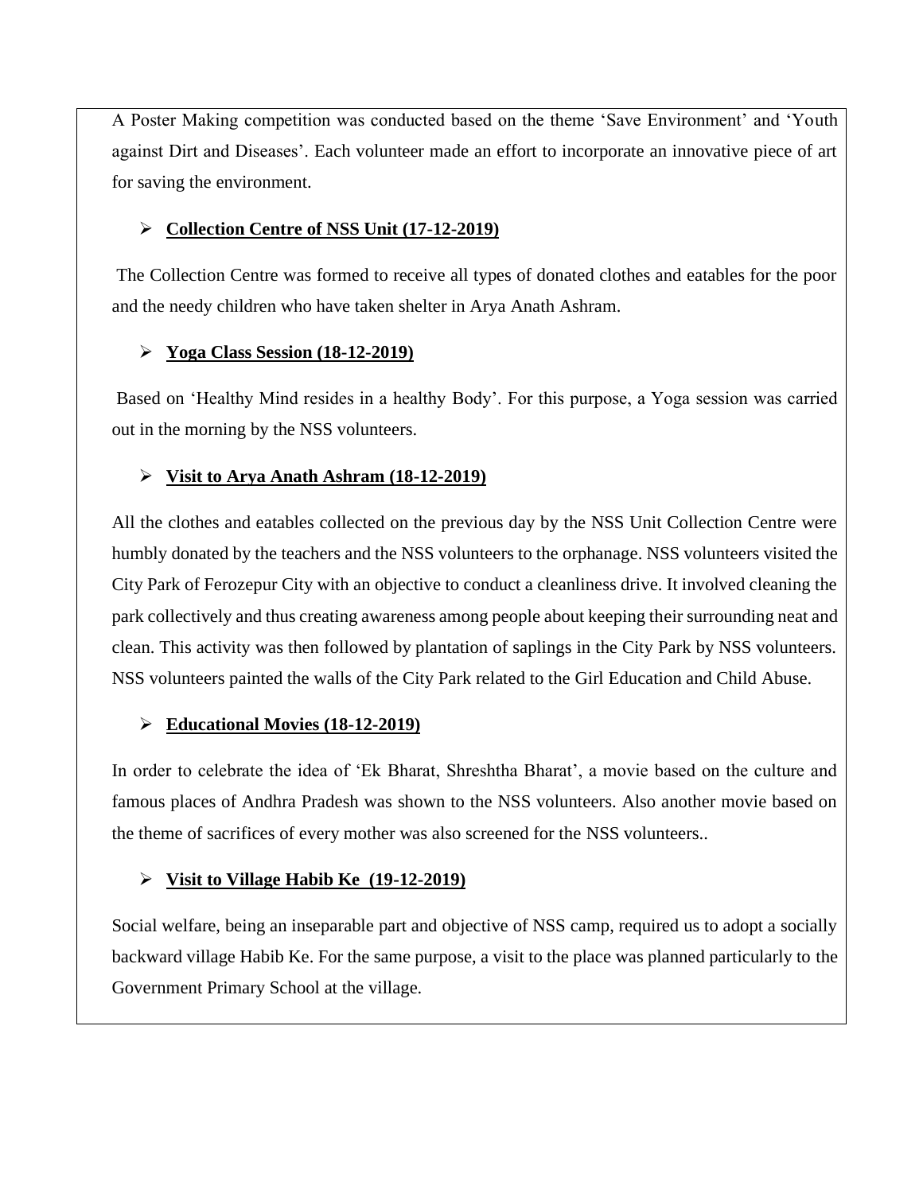A Poster Making competition was conducted based on the theme 'Save Environment' and 'Youth against Dirt and Diseases'. Each volunteer made an effort to incorporate an innovative piece of art for saving the environment.

- **Collection Centre of NSS Unit (17-12-2019)**

The Collection Centre was formed to receive all types of donated clothes and eatables for the poor and the needy children who have taken shelter in Arya Anath Ashram.

- **Yoga Class Session (18-12-2019)**

Based on 'Healthy Mind resides in a healthy Body'. For this purpose, a Yoga session was carried out in the morning by the NSS volunteers.

- **Visit to Arya Anath Ashram (18-12-2019)**

All the clothes and eatables collected on the previous day by the NSS Unit Collection Centre were humbly donated by the teachers and the NSS volunteers to the orphanage. NSS volunteers visited the City Park of Ferozepur City with an objective to conduct a cleanliness drive. It involved cleaning the park collectively and thus creating awareness among people about keeping their surrounding neat and clean. This activity was then followed by plantation of saplings in the City Park by NSS volunteers. NSS volunteers painted the walls of the City Park related to the Girl Education and Child Abuse.

- **Educational Movies (18-12-2019)**

In order to celebrate the idea of 'Ek Bharat, Shreshtha Bharat', a movie based on the culture and famous places of Andhra Pradesh was shown to the NSS volunteers. Also another movie based on the theme of sacrifices of every mother was also screened for the NSS volunteers..

- **Visit to Village Habib Ke (19-12-2019)**

Social welfare, being an inseparable part and objective of NSS camp, required us to adopt a socially backward village Habib Ke. For the same purpose, a visit to the place was planned particularly to the Government Primary School at the village.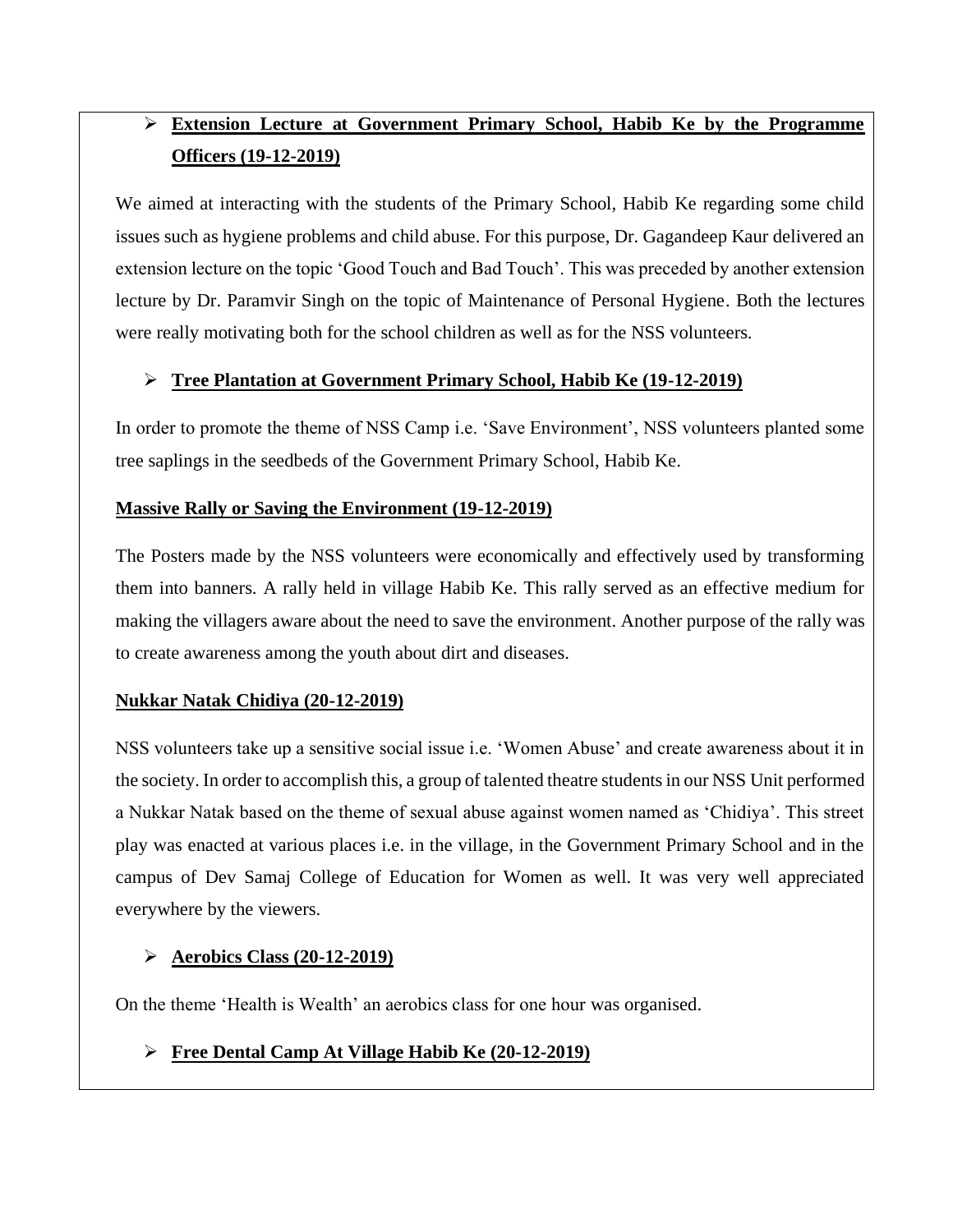- **Extension Lecture at Government Primary School, Habib Ke by the Programme Officers (19-12-2019)**

We aimed at interacting with the students of the Primary School, Habib Ke regarding some child issues such as hygiene problems and child abuse. For this purpose, Dr. Gagandeep Kaur delivered an extension lecture on the topic 'Good Touch and Bad Touch'. This was preceded by another extension lecture by Dr. Paramvir Singh on the topic of Maintenance of Personal Hygiene. Both the lectures were really motivating both for the school children as well as for the NSS volunteers.

- **Tree Plantation at Government Primary School, Habib Ke (19-12-2019)**

In order to promote the theme of NSS Camp i.e. 'Save Environment', NSS volunteers planted some tree saplings in the seedbeds of the Government Primary School, Habib Ke.

**Massive Rally or Saving the Environment (19-12-2019)**

The Posters made by the NSS volunteers were economically and effectively used by transforming them into banners. A rally held in village Habib Ke. This rally served as an effective medium for making the villagers aware about the need to save the environment. Another purpose of the rally was to create awareness among the youth about dirt and diseases.

**Nukkar Natak Chidiya (20-12-2019)**

NSS volunteers take up a sensitive social issue i.e. 'Women Abuse' and create awareness about it in the society. In order to accomplish this, a group of talented theatre students in our NSS Unit performed a Nukkar Natak based on the theme of sexual abuse against women named as 'Chidiya'. This street play was enacted at various places i.e. in the village, in the Government Primary School and in the campus of Dev Samaj College of Education for Women as well. It was very well appreciated everywhere by the viewers.

- **Aerobics Class (20-12-2019)**

On the theme 'Health is Wealth' an aerobics class for one hour was organised.

- **Free Dental Camp At Village Habib Ke (20-12-2019)**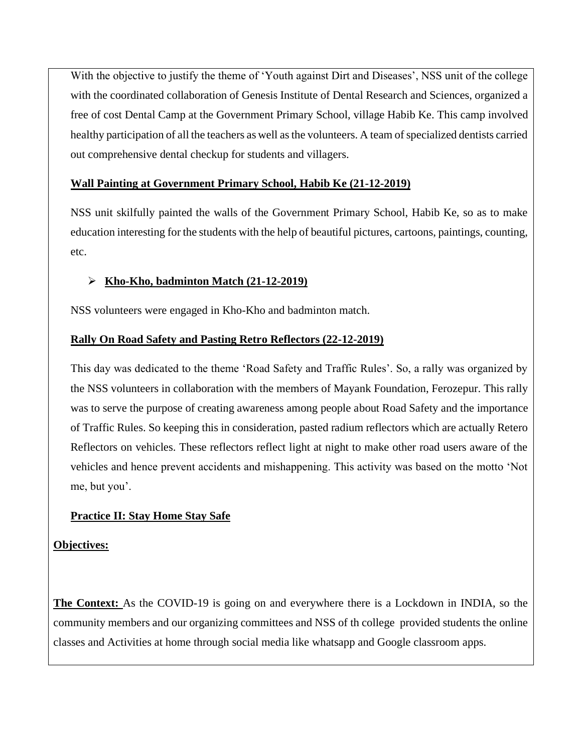With the objective to justify the theme of 'Youth against Dirt and Diseases', NSS unit of the college with the coordinated collaboration of Genesis Institute of Dental Research and Sciences, organized a free of cost Dental Camp at the Government Primary School, village Habib Ke. This camp involved healthy participation of all the teachers as well as the volunteers. A team of specialized dentists carried out comprehensive dental checkup for students and villagers.

**Wall Painting at Government Primary School, Habib Ke (21-12-2019)**

NSS unit skilfully painted the walls of the Government Primary School, Habib Ke, so as to make education interesting for the students with the help of beautiful pictures, cartoons, paintings, counting, etc.

- **Kho-Kho, badminton Match (21-12-2019)**

NSS volunteers were engaged in Kho-Kho and badminton match.

**Rally On Road Safety and Pasting Retro Reflectors (22-12-2019)**

This day was dedicated to the theme 'Road Safety and Traffic Rules'. So, a rally was organized by the NSS volunteers in collaboration with the members of Mayank Foundation, Ferozepur. This rally was to serve the purpose of creating awareness among people about Road Safety and the importance of Traffic Rules. So keeping this in consideration, pasted radium reflectors which are actually Retero Reflectors on vehicles. These reflectors reflect light at night to make other road users aware of the vehicles and hence prevent accidents and mishappening. This activity was based on the motto 'Not me, but you'.

**Practice II: Stay Home Stay Safe**

**Objectives:**

**The Context:** As the COVID-19 is going on and everywhere there is a Lockdown in INDIA, so the community members and our organizing committees and NSS of th college provided students the online classes and Activities at home through social media like whatsapp and Google classroom apps.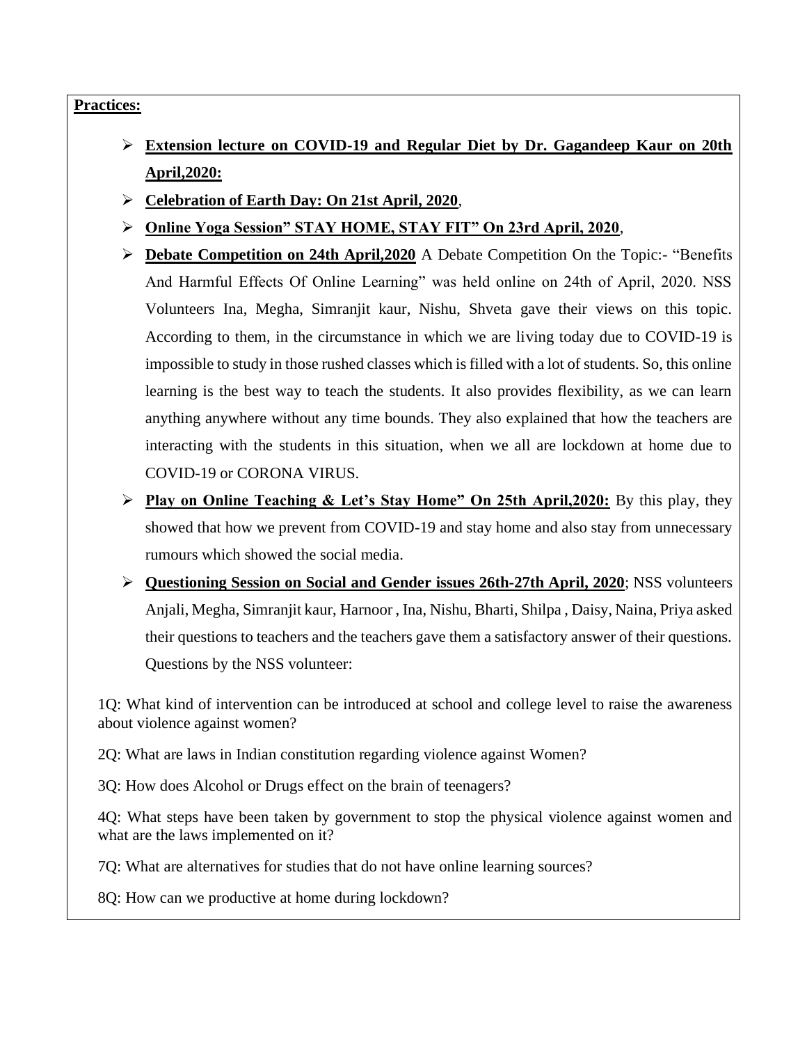**Practices:**

- **Extension lecture on COVID-19 and Regular Diet by Dr. Gagandeep Kaur on 20th April,2020:**
- **Celebration of Earth Day: On 21st April, 2020**,
- **Online Yoga Session" STAY HOME, STAY FIT" On 23rd April, 2020**,
- **Debate Competition on 24th April,2020** A Debate Competition On the Topic:- "Benefits And Harmful Effects Of Online Learning" was held online on 24th of April, 2020. NSS Volunteers Ina, Megha, Simranjit kaur, Nishu, Shveta gave their views on this topic. According to them, in the circumstance in which we are living today due to COVID-19 is impossible to study in those rushed classes which is filled with a lot of students. So, this online learning is the best way to teach the students. It also provides flexibility, as we can learn anything anywhere without any time bounds. They also explained that how the teachers are interacting with the students in this situation, when we all are lockdown at home due to COVID-19 or CORONA VIRUS.
- **Play on Online Teaching & Let's Stay Home" On 25th April,2020:** By this play, they showed that how we prevent from COVID-19 and stay home and also stay from unnecessary rumours which showed the social media.
- **Questioning Session on Social and Gender issues 26th-27th April, 2020**; NSS volunteers Anjali, Megha, Simranjit kaur, Harnoor , Ina, Nishu, Bharti, Shilpa , Daisy, Naina, Priya asked their questions to teachers and the teachers gave them a satisfactory answer of their questions. Questions by the NSS volunteer:

1Q: What kind of intervention can be introduced at school and college level to raise the awareness about violence against women?

2Q: What are laws in Indian constitution regarding violence against Women?

3Q: How does Alcohol or Drugs effect on the brain of teenagers?

4Q: What steps have been taken by government to stop the physical violence against women and what are the laws implemented on it?

7Q: What are alternatives for studies that do not have online learning sources?

8Q: How can we productive at home during lockdown?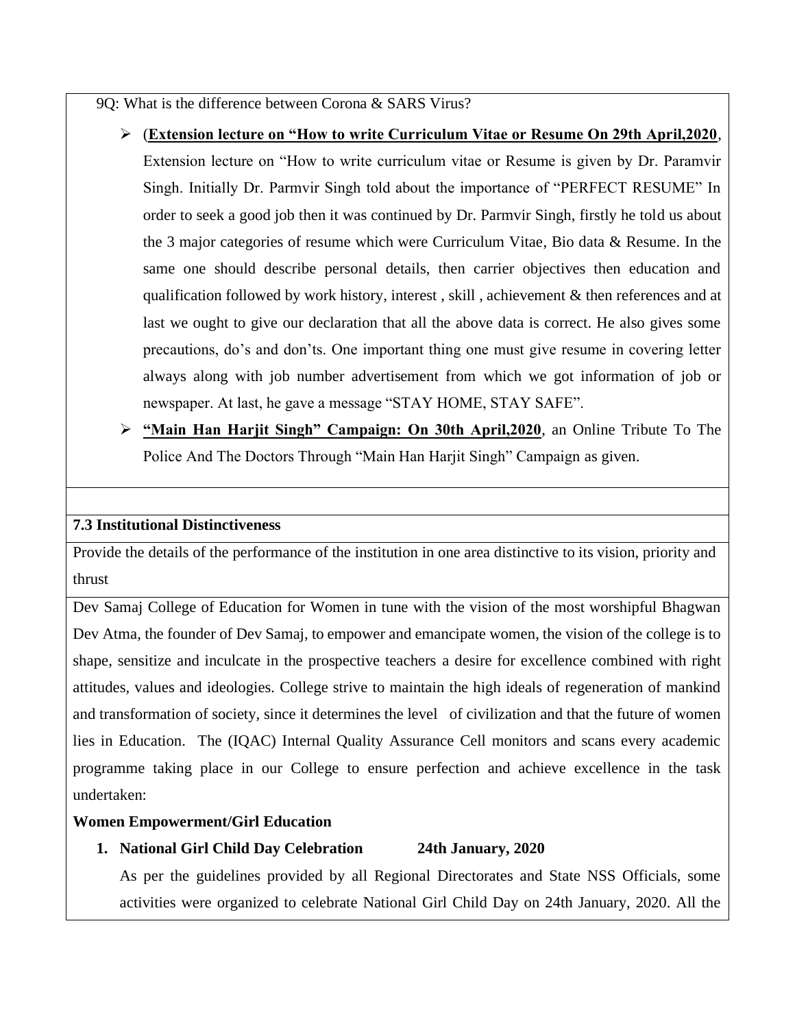9Q: What is the difference between Corona & SARS Virus?

- (**Extension lecture on "How to write Curriculum Vitae or Resume On 29th April,2020**, Extension lecture on "How to write curriculum vitae or Resume is given by Dr. Paramvir Singh. Initially Dr. Parmvir Singh told about the importance of "PERFECT RESUME" In order to seek a good job then it was continued by Dr. Parmvir Singh, firstly he told us about the 3 major categories of resume which were Curriculum Vitae, Bio data & Resume. In the same one should describe personal details, then carrier objectives then education and qualification followed by work history, interest , skill , achievement & then references and at last we ought to give our declaration that all the above data is correct. He also gives some precautions, do's and don'ts. One important thing one must give resume in covering letter always along with job number advertisement from which we got information of job or newspaper. At last, he gave a message "STAY HOME, STAY SAFE".
- **"Main Han Harjit Singh" Campaign: On 30th April,2020**, an Online Tribute To The Police And The Doctors Through "Main Han Harjit Singh" Campaign as given.

**7.3 Institutional Distinctiveness**

Provide the details of the performance of the institution in one area distinctive to its vision, priority and thrust

Dev Samaj College of Education for Women in tune with the vision of the most worshipful Bhagwan Dev Atma, the founder of Dev Samaj, to empower and emancipate women, the vision of the college is to shape, sensitize and inculcate in the prospective teachers a desire for excellence combined with right attitudes, values and ideologies. College strive to maintain the high ideals of regeneration of mankind and transformation of society, since it determines the level of civilization and that the future of women lies in Education. The (IQAC) Internal Quality Assurance Cell monitors and scans every academic programme taking place in our College to ensure perfection and achieve excellence in the task undertaken:

**Women Empowerment/Girl Education**

1. **National Girl Child Day Celebration 24th January, 2020**

   As per the guidelines provided by all Regional Directorates and State NSS Officials, some activities were organized to celebrate National Girl Child Day on 24th January, 2020. All the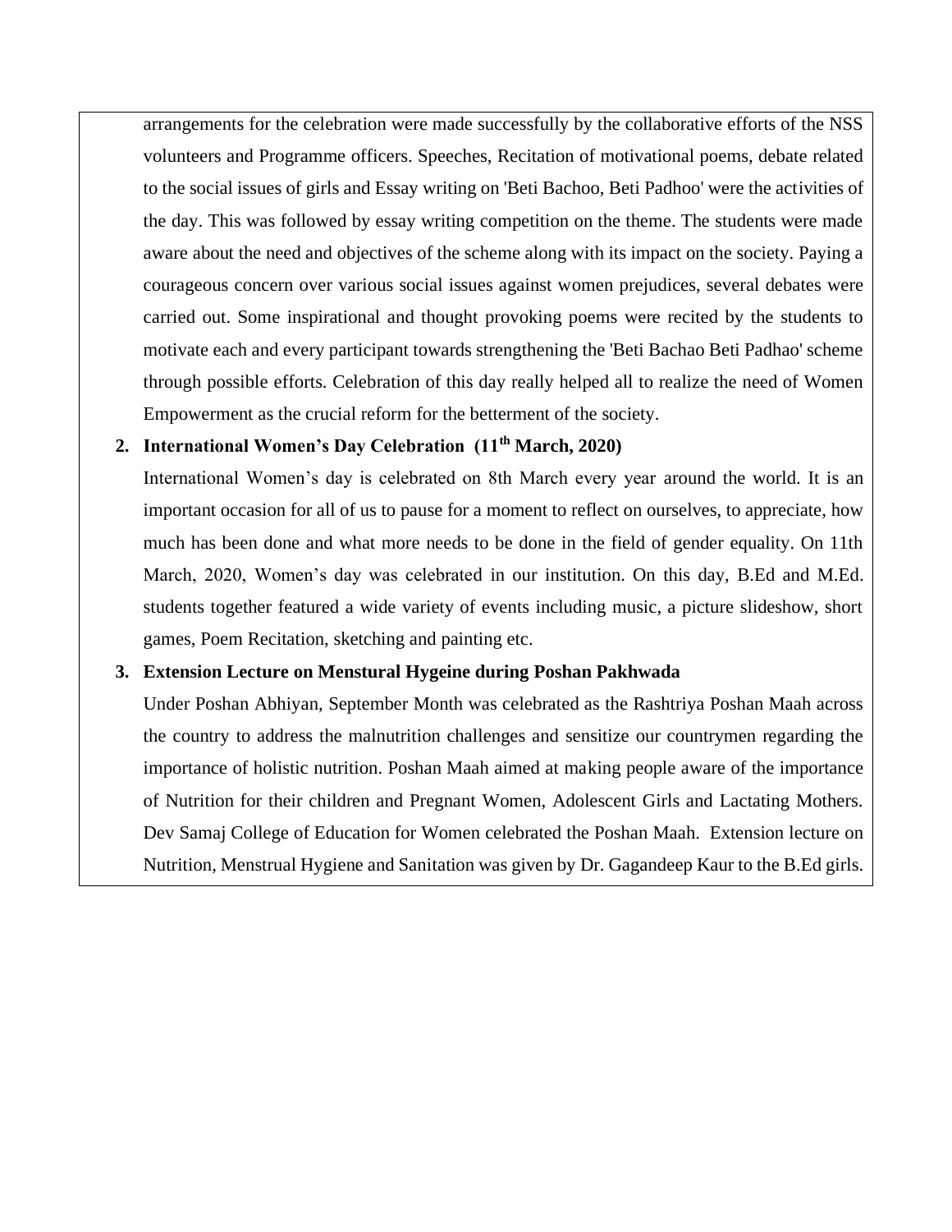arrangements for the celebration were made successfully by the collaborative efforts of the NSS volunteers and Programme officers. Speeches, Recitation of motivational poems, debate related to the social issues of girls and Essay writing on 'Beti Bachoo, Beti Padhoo' were the activities of the day. This was followed by essay writing competition on the theme. The students were made aware about the need and objectives of the scheme along with its impact on the society. Paying a courageous concern over various social issues against women prejudices, several debates were carried out. Some inspirational and thought provoking poems were recited by the students to motivate each and every participant towards strengthening the 'Beti Bachao Beti Padhao' scheme through possible efforts. Celebration of this day really helped all to realize the need of Women Empowerment as the crucial reform for the betterment of the society.

**2. International Women's Day Celebration (11th March, 2020)**

International Women's day is celebrated on 8th March every year around the world. It is an important occasion for all of us to pause for a moment to reflect on ourselves, to appreciate, how much has been done and what more needs to be done in the field of gender equality. On 11th March, 2020, Women's day was celebrated in our institution. On this day, B.Ed and M.Ed. students together featured a wide variety of events including music, a picture slideshow, short games, Poem Recitation, sketching and painting etc.

**3. Extension Lecture on Menstural Hygeine during Poshan Pakhwada**

Under Poshan Abhiyan, September Month was celebrated as the Rashtriya Poshan Maah across the country to address the malnutrition challenges and sensitize our countrymen regarding the importance of holistic nutrition. Poshan Maah aimed at making people aware of the importance of Nutrition for their children and Pregnant Women, Adolescent Girls and Lactating Mothers. Dev Samaj College of Education for Women celebrated the Poshan Maah. Extension lecture on Nutrition, Menstrual Hygiene and Sanitation was given by Dr. Gagandeep Kaur to the B.Ed girls.